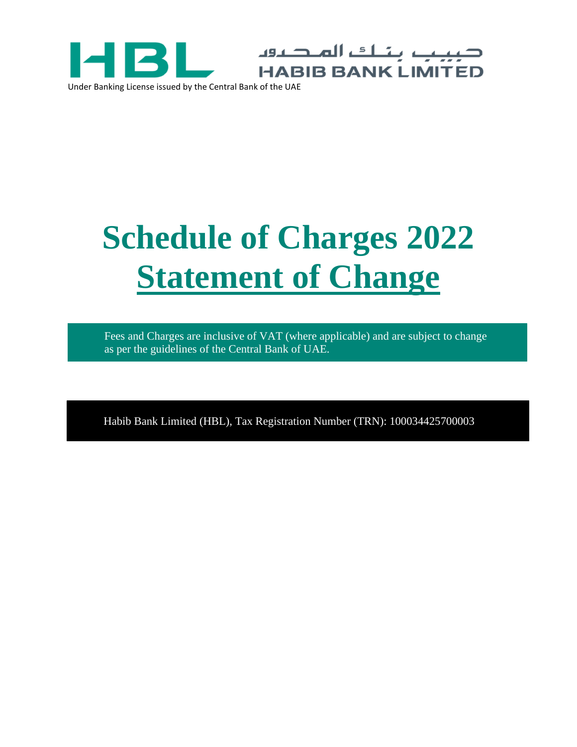HBL حبيب بنك المحدود HABIB BANK LIMITED

Under Banking License issued by the Central Bank of the UAE

# Schedule of Charges 2022

# Statement of Change

Fees and Charges are inclusive of VAT (where applicable) and are subject to change as per the guidelines of the Central Bank of UAE.

Habib Bank Limited (HBL), Tax Registration Number (TRN): 100034425700003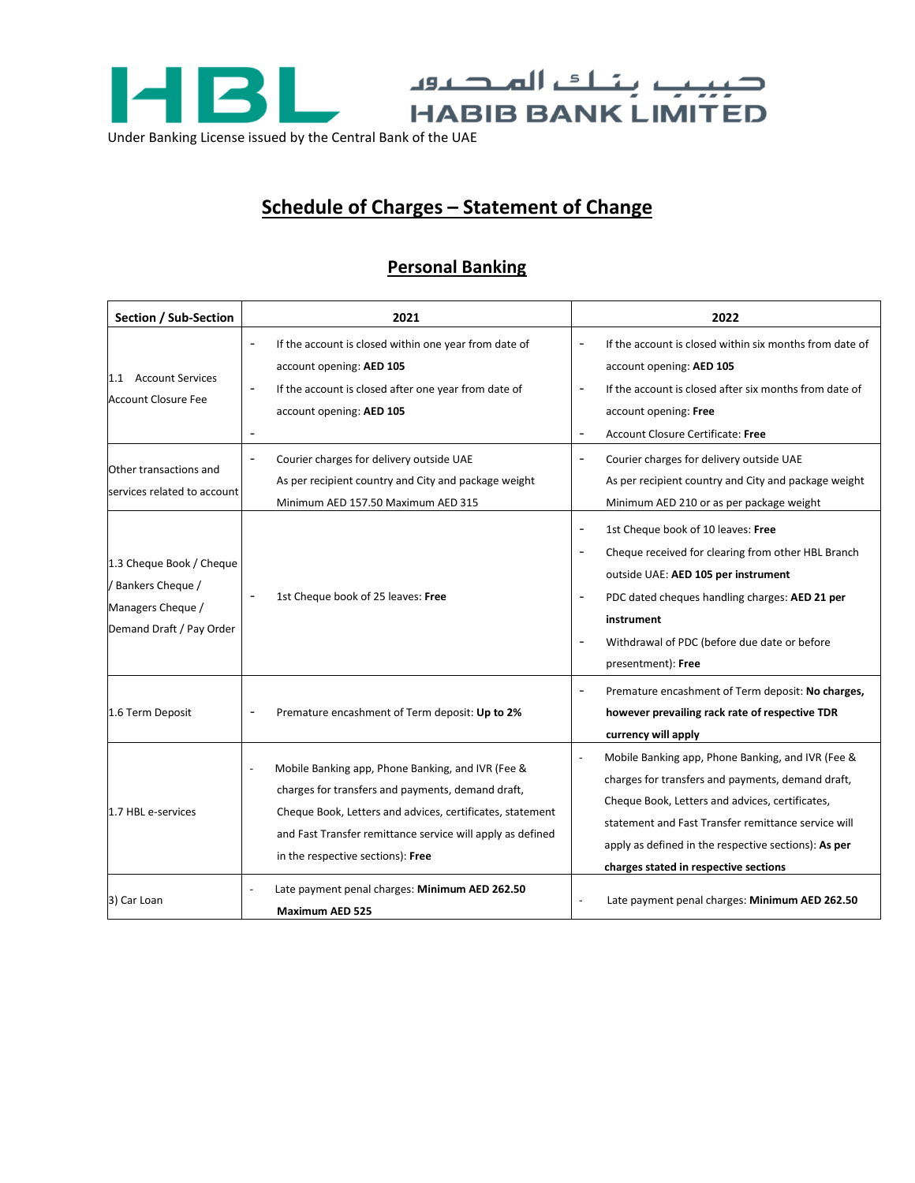HBL حبيب بنك المحدود HABIB BANK LIMITED

Under Banking License issued by the Central Bank of the UAE

# Schedule of Charges – Statement of Change

## Personal Banking

| Section / Sub-Section | 2021 | 2022 |
|---|---|---|
| 1.1 Account Services Account Closure Fee | - If the account is closed within one year from date of account opening: **AED 105**<br>- If the account is closed after one year from date of account opening: **AED 105**<br>- | - If the account is closed within six months from date of account opening: **AED 105**<br>- If the account is closed after six months from date of account opening: **Free**<br>- Account Closure Certificate: **Free** |
| Other transactions and services related to account | - Courier charges for delivery outside UAE As per recipient country and City and package weight Minimum AED 157.50 Maximum AED 315 | - Courier charges for delivery outside UAE As per recipient country and City and package weight Minimum AED 210 or as per package weight |
| 1.3 Cheque Book / Cheque / Bankers Cheque / Managers Cheque / Demand Draft / Pay Order | - 1st Cheque book of 25 leaves: **Free** | - 1st Cheque book of 10 leaves: **Free**<br>- Cheque received for clearing from other HBL Branch outside UAE: **AED 105 per instrument**<br>- PDC dated cheques handling charges: **AED 21 per instrument**<br>- Withdrawal of PDC (before due date or before presentment): **Free** |
| 1.6 Term Deposit | - Premature encashment of Term deposit: **Up to 2%** | - Premature encashment of Term deposit: **No charges, however prevailing rack rate of respective TDR currency will apply** |
| 1.7 HBL e-services | - Mobile Banking app, Phone Banking, and IVR (Fee & charges for transfers and payments, demand draft, Cheque Book, Letters and advices, certificates, statement and Fast Transfer remittance service will apply as defined in the respective sections): **Free** | - Mobile Banking app, Phone Banking, and IVR (Fee & charges for transfers and payments, demand draft, Cheque Book, Letters and advices, certificates, statement and Fast Transfer remittance service will apply as defined in the respective sections): **As per charges stated in respective sections** |
| 3) Car Loan | - Late payment penal charges: **Minimum AED 262.50 Maximum AED 525** | - Late payment penal charges: **Minimum AED 262.50** |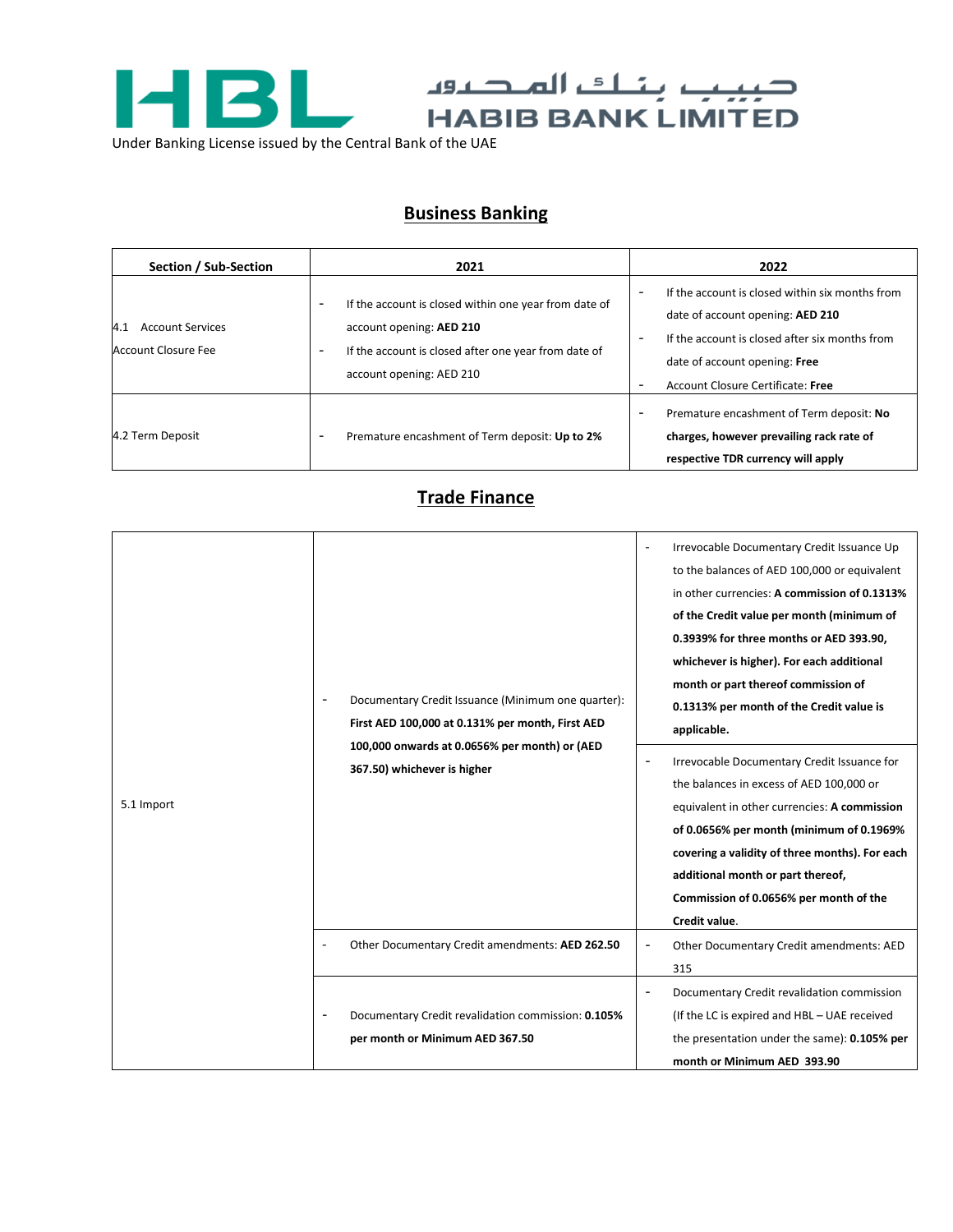HBL حبيب بنك المحدود HABIB BANK LIMITED

Under Banking License issued by the Central Bank of the UAE

## Business Banking

| Section / Sub-Section | 2021 | 2022 |
|---|---|---|
| 4.1 Account Services<br>Account Closure Fee | - If the account is closed within one year from date of account opening: **AED 210**<br>- If the account is closed after one year from date of account opening: AED 210 | - If the account is closed within six months from date of account opening: **AED 210**<br>- If the account is closed after six months from date of account opening: **Free**<br>- Account Closure Certificate: **Free** |
| 4.2 Term Deposit | - Premature encashment of Term deposit: **Up to 2%** | - Premature encashment of Term deposit: **No charges, however prevailing rack rate of respective TDR currency will apply** |

## Trade Finance

| | | |
|---|---|---|
| 5.1 Import | - Documentary Credit Issuance (Minimum one quarter): **First AED 100,000 at 0.131% per month, First AED 100,000 onwards at 0.0656% per month) or (AED 367.50) whichever is higher** | - Irrevocable Documentary Credit Issuance Up to the balances of AED 100,000 or equivalent in other currencies: **A commission of 0.1313% of the Credit value per month (minimum of 0.3939% for three months or AED 393.90, whichever is higher). For each additional month or part thereof commission of 0.1313% per month of the Credit value is applicable.**<br>- Irrevocable Documentary Credit Issuance for the balances in excess of AED 100,000 or equivalent in other currencies: **A commission of 0.0656% per month (minimum of 0.1969% covering a validity of three months). For each additional month or part thereof, Commission of 0.0656% per month of the Credit value**. |
| | - Other Documentary Credit amendments: **AED 262.50** | - Other Documentary Credit amendments: AED 315 |
| | - Documentary Credit revalidation commission: **0.105% per month or Minimum AED 367.50** | - Documentary Credit revalidation commission (If the LC is expired and HBL – UAE received the presentation under the same): **0.105% per month or Minimum AED 393.90** |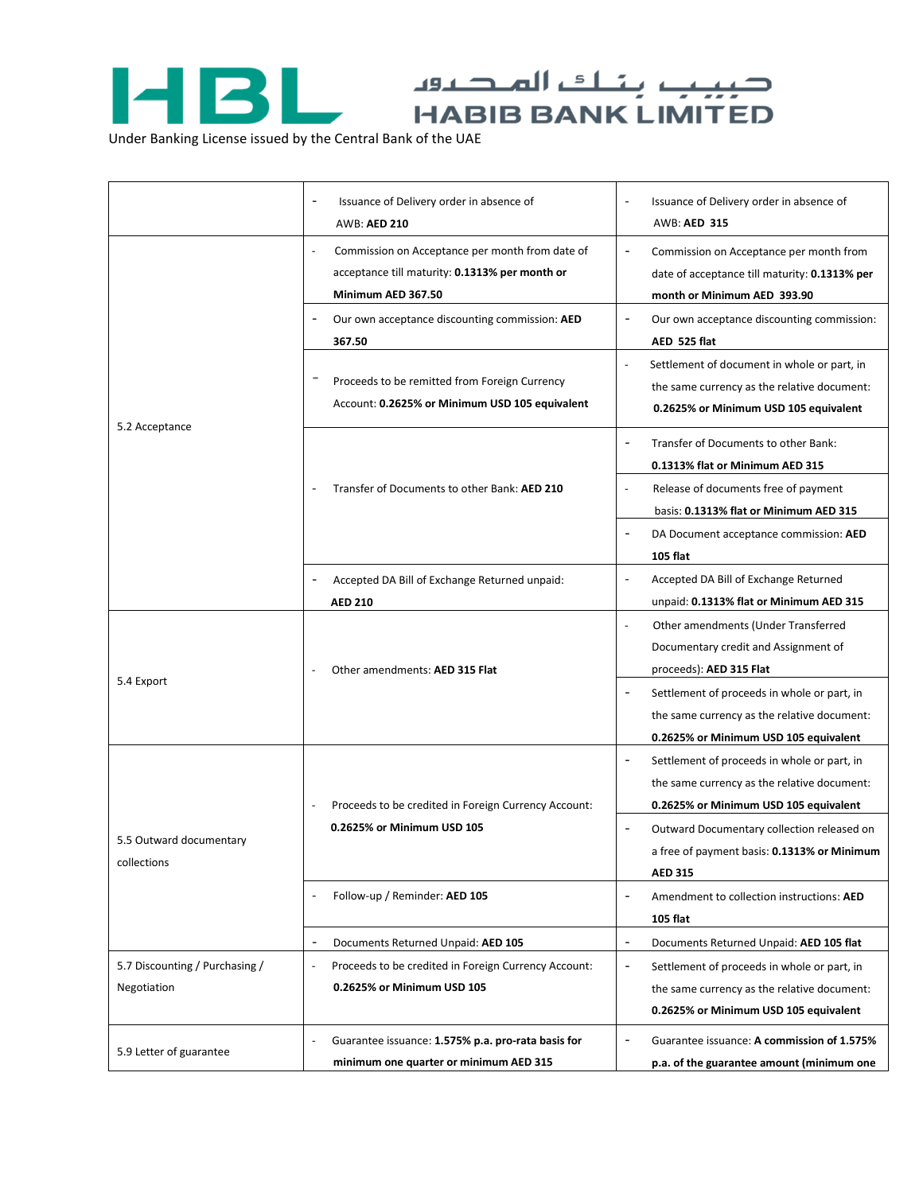**HBL** حبيب بنك المحدود **HABIB BANK LIMITED**

Under Banking License issued by the Central Bank of the UAE

| | | |
|---|---|---|
| | - Issuance of Delivery order in absence of AWB: **AED 210** | - Issuance of Delivery order in absence of AWB: **AED 315** |
| 5.2 Acceptance | - Commission on Acceptance per month from date of acceptance till maturity: **0.1313% per month or Minimum AED 367.50** | - Commission on Acceptance per month from date of acceptance till maturity: **0.1313% per month or Minimum AED 393.90** |
| | - Our own acceptance discounting commission: **AED 367.50** | - Our own acceptance discounting commission: **AED 525 flat** |
| | - Proceeds to be remitted from Foreign Currency Account: **0.2625% or Minimum USD 105 equivalent** | - Settlement of document in whole or part, in the same currency as the relative document: **0.2625% or Minimum USD 105 equivalent** |
| | - Transfer of Documents to other Bank: **AED 210** | - Transfer of Documents to other Bank: **0.1313% flat or Minimum AED 315** |
| | | - Release of documents free of payment basis: **0.1313% flat or Minimum AED 315** |
| | | - DA Document acceptance commission: **AED 105 flat** |
| | - Accepted DA Bill of Exchange Returned unpaid: **AED 210** | - Accepted DA Bill of Exchange Returned unpaid: **0.1313% flat or Minimum AED 315** |
| 5.4 Export | - Other amendments: **AED 315 Flat** | - Other amendments (Under Transferred Documentary credit and Assignment of proceeds): **AED 315 Flat** |
| | | - Settlement of proceeds in whole or part, in the same currency as the relative document: **0.2625% or Minimum USD 105 equivalent** |
| 5.5 Outward documentary collections | - Proceeds to be credited in Foreign Currency Account: **0.2625% or Minimum USD 105** | - Settlement of proceeds in whole or part, in the same currency as the relative document: **0.2625% or Minimum USD 105 equivalent** |
| | | - Outward Documentary collection released on a free of payment basis: **0.1313% or Minimum AED 315** |
| | - Follow-up / Reminder: **AED 105** | - Amendment to collection instructions: **AED 105 flat** |
| | - Documents Returned Unpaid: **AED 105** | - Documents Returned Unpaid: **AED 105 flat** |
| 5.7 Discounting / Purchasing / Negotiation | - Proceeds to be credited in Foreign Currency Account: **0.2625% or Minimum USD 105** | - Settlement of proceeds in whole or part, in the same currency as the relative document: **0.2625% or Minimum USD 105 equivalent** |
| 5.9 Letter of guarantee | - Guarantee issuance: **1.575% p.a. pro-rata basis for minimum one quarter or minimum AED 315** | - Guarantee issuance: **A commission of 1.575% p.a. of the guarantee amount (minimum one** |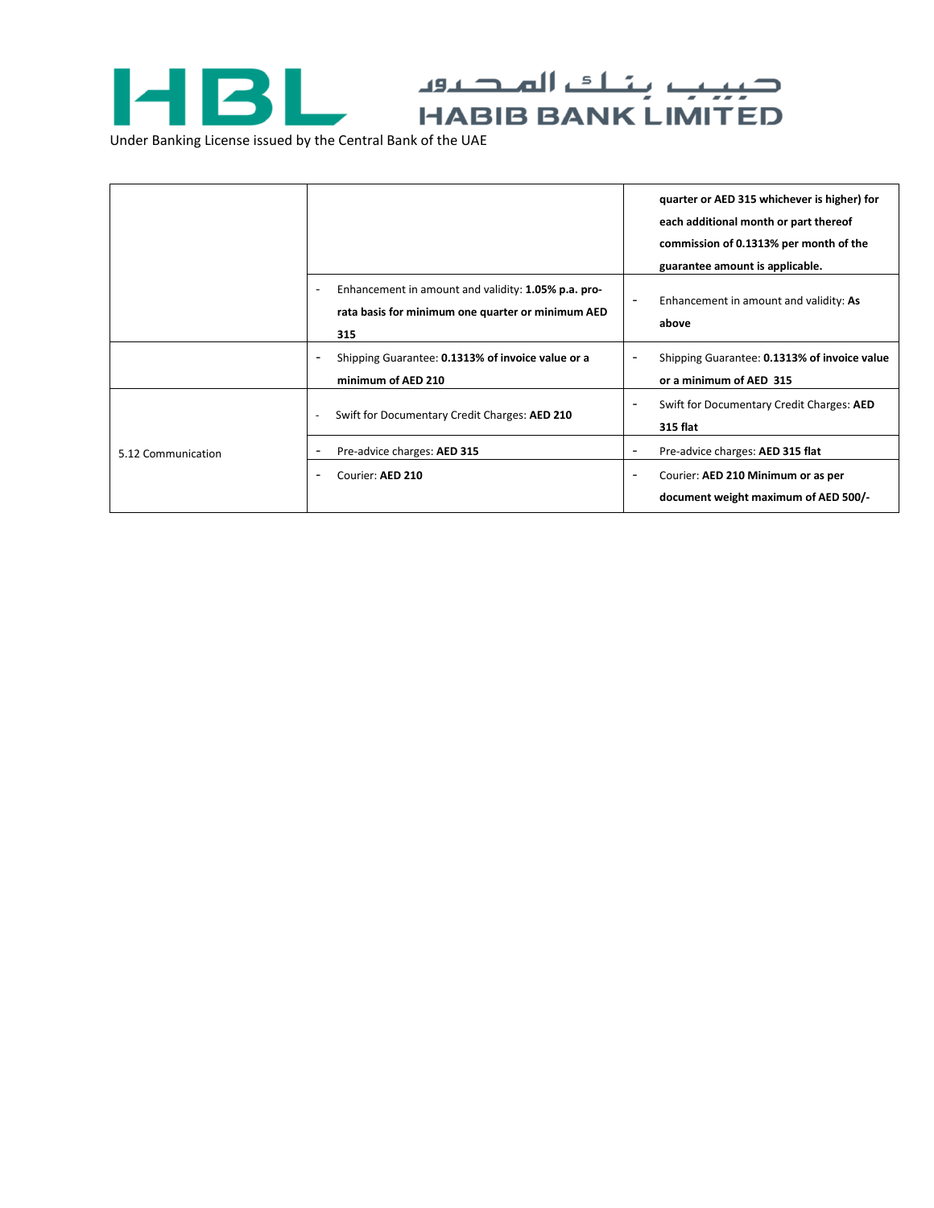HBL حبيب بنك المحدود HABIB BANK LIMITED

Under Banking License issued by the Central Bank of the UAE

| | | |
|---|---|---|
| | | **quarter or AED 315 whichever is higher) for each additional month or part thereof commission of 0.1313% per month of the guarantee amount is applicable.** |
| | - Enhancement in amount and validity: **1.05% p.a. pro-rata basis for minimum one quarter or minimum AED 315** | - Enhancement in amount and validity: **As above** |
| | - Shipping Guarantee: **0.1313% of invoice value or a minimum of AED 210** | - Shipping Guarantee: **0.1313% of invoice value or a minimum of AED 315** |
| 5.12 Communication | - Swift for Documentary Credit Charges: **AED 210** | - Swift for Documentary Credit Charges: **AED 315 flat** |
| | - Pre-advice charges: **AED 315** | - Pre-advice charges: **AED 315 flat** |
| | - Courier: **AED 210** | - Courier: **AED 210 Minimum or as per document weight maximum of AED 500/-** |